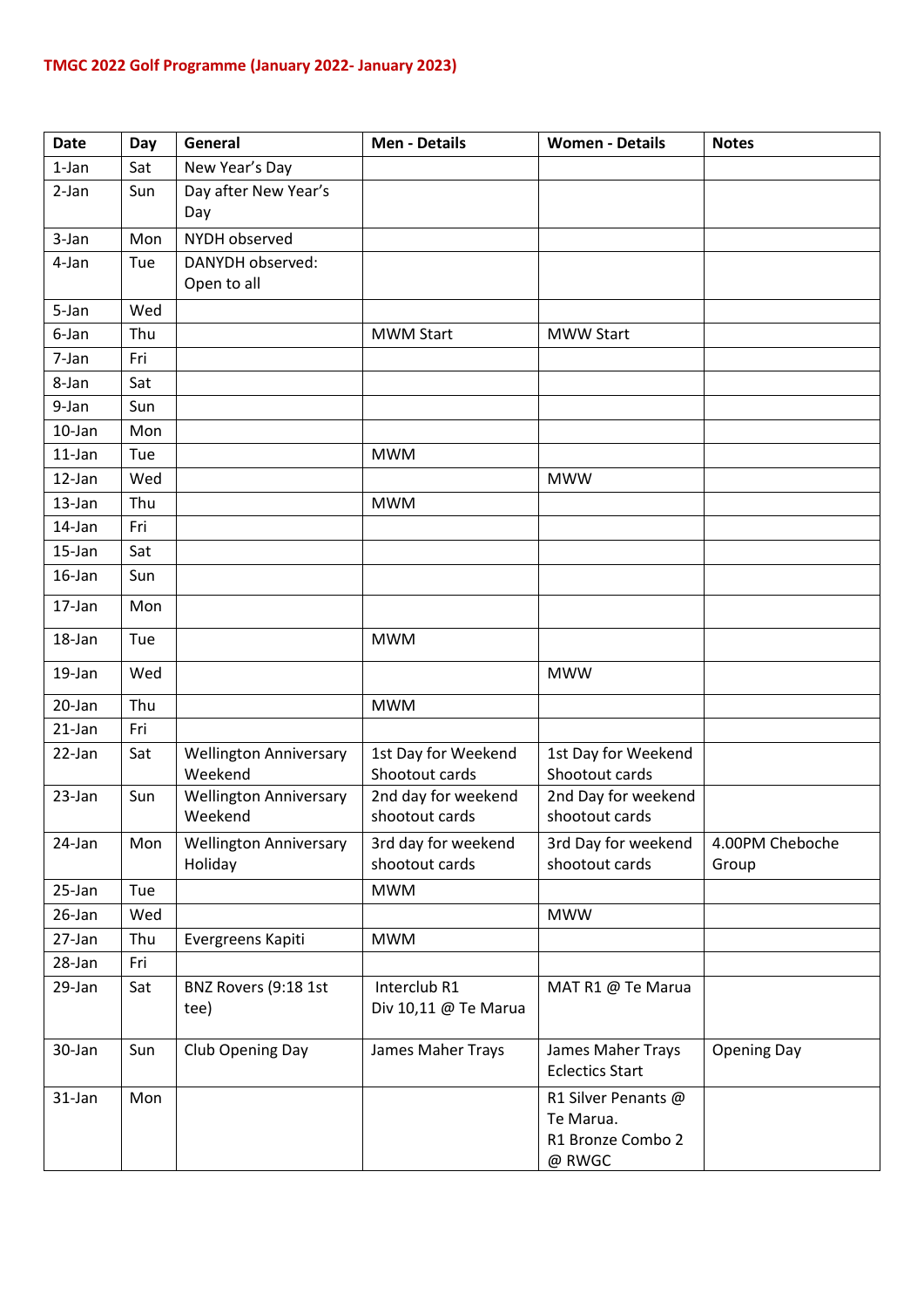**TMGC 2022 Golf Programme (January 2022- January 2023)**

| Date | Day | General | Men - Details | Women - Details | Notes |
|---|---|---|---|---|---|
| 1-Jan | Sat | New Year's Day | | | |
| 2-Jan | Sun | Day after New Year's Day | | | |
| 3-Jan | Mon | NYDH observed | | | |
| 4-Jan | Tue | DANYDH observed: Open to all | | | |
| 5-Jan | Wed | | | | |
| 6-Jan | Thu | | MWM Start | MWW Start | |
| 7-Jan | Fri | | | | |
| 8-Jan | Sat | | | | |
| 9-Jan | Sun | | | | |
| 10-Jan | Mon | | | | |
| 11-Jan | Tue | | MWM | | |
| 12-Jan | Wed | | | MWW | |
| 13-Jan | Thu | | MWM | | |
| 14-Jan | Fri | | | | |
| 15-Jan | Sat | | | | |
| 16-Jan | Sun | | | | |
| 17-Jan | Mon | | | | |
| 18-Jan | Tue | | MWM | | |
| 19-Jan | Wed | | | MWW | |
| 20-Jan | Thu | | MWM | | |
| 21-Jan | Fri | | | | |
| 22-Jan | Sat | Wellington Anniversary Weekend | 1st Day for Weekend Shootout cards | 1st Day for Weekend Shootout cards | |
| 23-Jan | Sun | Wellington Anniversary Weekend | 2nd day for weekend shootout cards | 2nd Day for weekend shootout cards | |
| 24-Jan | Mon | Wellington Anniversary Holiday | 3rd day for weekend shootout cards | 3rd Day for weekend shootout cards | 4.00PM Cheboche Group |
| 25-Jan | Tue | | MWM | | |
| 26-Jan | Wed | | | MWW | |
| 27-Jan | Thu | Evergreens Kapiti | MWM | | |
| 28-Jan | Fri | | | | |
| 29-Jan | Sat | BNZ Rovers (9:18 1st tee) | Interclub R1 Div 10,11 @ Te Marua | MAT R1 @ Te Marua | |
| 30-Jan | Sun | Club Opening Day | James Maher Trays | James Maher Trays Eclectics Start | Opening Day |
| 31-Jan | Mon | | | R1 Silver Penants @ Te Marua. R1 Bronze Combo 2 @ RWGC | |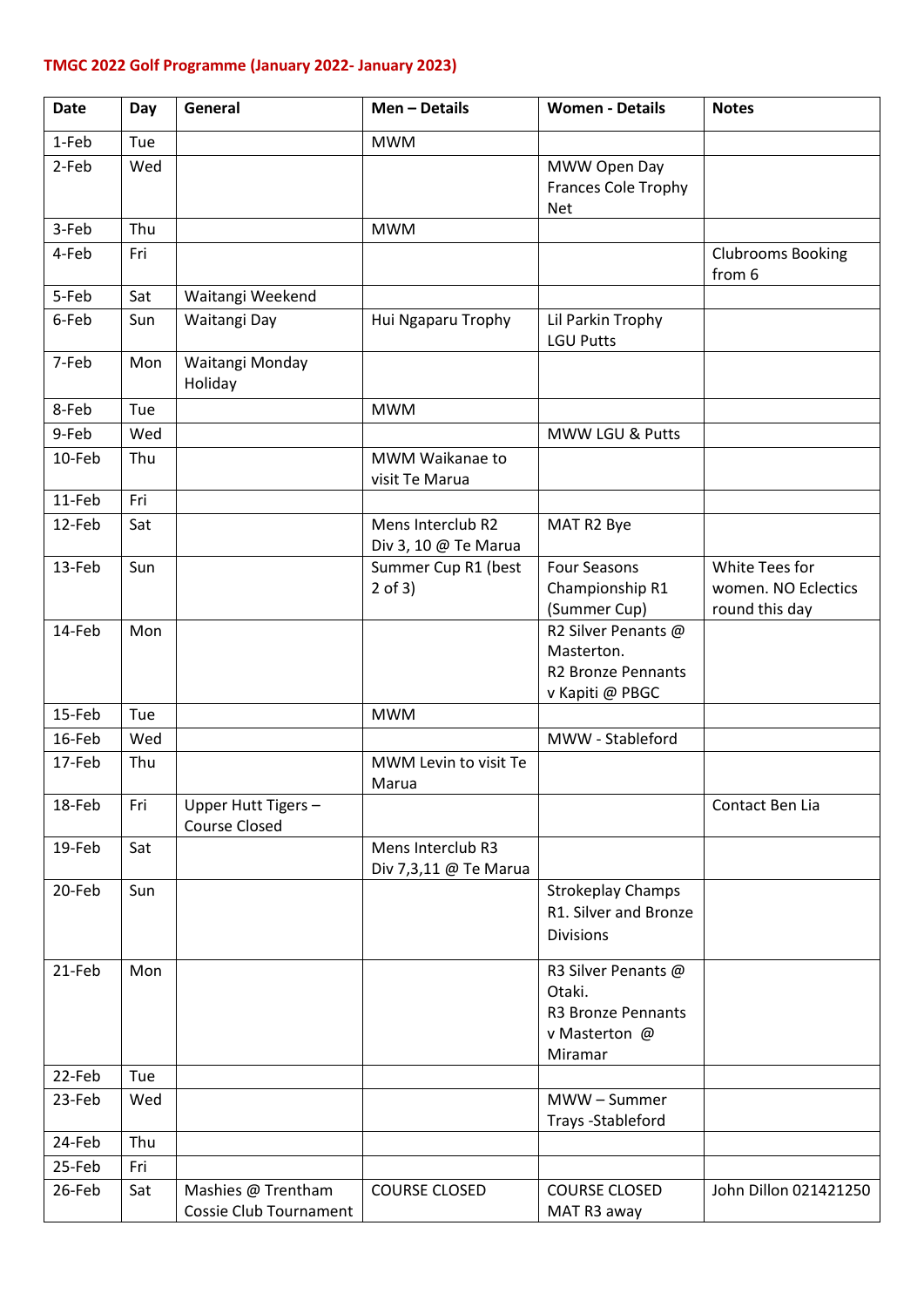**TMGC 2022 Golf Programme (January 2022- January 2023)**

| Date | Day | General | Men – Details | Women - Details | Notes |
|---|---|---|---|---|---|
| 1-Feb | Tue | | MWM | | |
| 2-Feb | Wed | | | MWW Open Day Frances Cole Trophy Net | |
| 3-Feb | Thu | | MWM | | |
| 4-Feb | Fri | | | | Clubrooms Booking from 6 |
| 5-Feb | Sat | Waitangi Weekend | | | |
| 6-Feb | Sun | Waitangi Day | Hui Ngaparu Trophy | Lil Parkin Trophy LGU Putts | |
| 7-Feb | Mon | Waitangi Monday Holiday | | | |
| 8-Feb | Tue | | MWM | | |
| 9-Feb | Wed | | | MWW LGU & Putts | |
| 10-Feb | Thu | | MWM Waikanae to visit Te Marua | | |
| 11-Feb | Fri | | | | |
| 12-Feb | Sat | | Mens Interclub R2 Div 3, 10 @ Te Marua | MAT R2 Bye | |
| 13-Feb | Sun | | Summer Cup R1 (best 2 of 3) | Four Seasons Championship R1 (Summer Cup) | White Tees for women. NO Eclectics round this day |
| 14-Feb | Mon | | | R2 Silver Penants @ Masterton. R2 Bronze Pennants v Kapiti @ PBGC | |
| 15-Feb | Tue | | MWM | | |
| 16-Feb | Wed | | | MWW - Stableford | |
| 17-Feb | Thu | | MWM Levin to visit Te Marua | | |
| 18-Feb | Fri | Upper Hutt Tigers – Course Closed | | | Contact Ben Lia |
| 19-Feb | Sat | | Mens Interclub R3 Div 7,3,11 @ Te Marua | | |
| 20-Feb | Sun | | | Strokeplay Champs R1. Silver and Bronze Divisions | |
| 21-Feb | Mon | | | R3 Silver Penants @ Otaki. R3 Bronze Pennants v Masterton @ Miramar | |
| 22-Feb | Tue | | | | |
| 23-Feb | Wed | | | MWW – Summer Trays -Stableford | |
| 24-Feb | Thu | | | | |
| 25-Feb | Fri | | | | |
| 26-Feb | Sat | Mashies @ Trentham Cossie Club Tournament | COURSE CLOSED | COURSE CLOSED MAT R3 away | John Dillon 021421250 |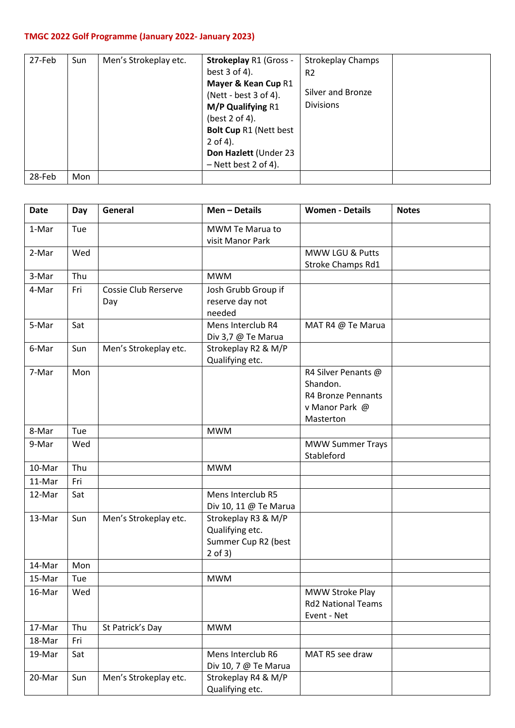## TMGC 2022 Golf Programme (January 2022- January 2023)

| | | | | | |
|---|---|---|---|---|---|
| 27-Feb | Sun | Men's Strokeplay etc. | **Strokeplay** R1 (Gross - best 3 of 4). **Mayer & Kean Cup** R1 (Nett - best 3 of 4). **M/P Qualifying** R1 (best 2 of 4). **Bolt Cup** R1 (Nett best 2 of 4). **Don Hazlett** (Under 23 – Nett best 2 of 4). | Strokeplay Champs R2<br><br>Silver and Bronze Divisions | |
| 28-Feb | Mon | | | | |

| Date | Day | General | Men – Details | Women - Details | Notes |
|---|---|---|---|---|---|
| 1-Mar | Tue | | MWM Te Marua to visit Manor Park | | |
| 2-Mar | Wed | | | MWW LGU & Putts Stroke Champs Rd1 | |
| 3-Mar | Thu | | MWM | | |
| 4-Mar | Fri | Cossie Club Rerserve Day | Josh Grubb Group if reserve day not needed | | |
| 5-Mar | Sat | | Mens Interclub R4 Div 3,7 @ Te Marua | MAT R4 @ Te Marua | |
| 6-Mar | Sun | Men's Strokeplay etc. | Strokeplay R2 & M/P Qualifying etc. | | |
| 7-Mar | Mon | | | R4 Silver Penants @ Shandon.<br>R4 Bronze Pennants v Manor Park @ Masterton | |
| 8-Mar | Tue | | MWM | | |
| 9-Mar | Wed | | | MWW Summer Trays Stableford | |
| 10-Mar | Thu | | MWM | | |
| 11-Mar | Fri | | | | |
| 12-Mar | Sat | | Mens Interclub R5 Div 10, 11 @ Te Marua | | |
| 13-Mar | Sun | Men's Strokeplay etc. | Strokeplay R3 & M/P Qualifying etc.<br>Summer Cup R2 (best 2 of 3) | | |
| 14-Mar | Mon | | | | |
| 15-Mar | Tue | | MWM | | |
| 16-Mar | Wed | | | MWW Stroke Play Rd2 National Teams Event - Net | |
| 17-Mar | Thu | St Patrick's Day | MWM | | |
| 18-Mar | Fri | | | | |
| 19-Mar | Sat | | Mens Interclub R6 Div 10, 7 @ Te Marua | MAT R5 see draw | |
| 20-Mar | Sun | Men's Strokeplay etc. | Strokeplay R4 & M/P Qualifying etc. | | |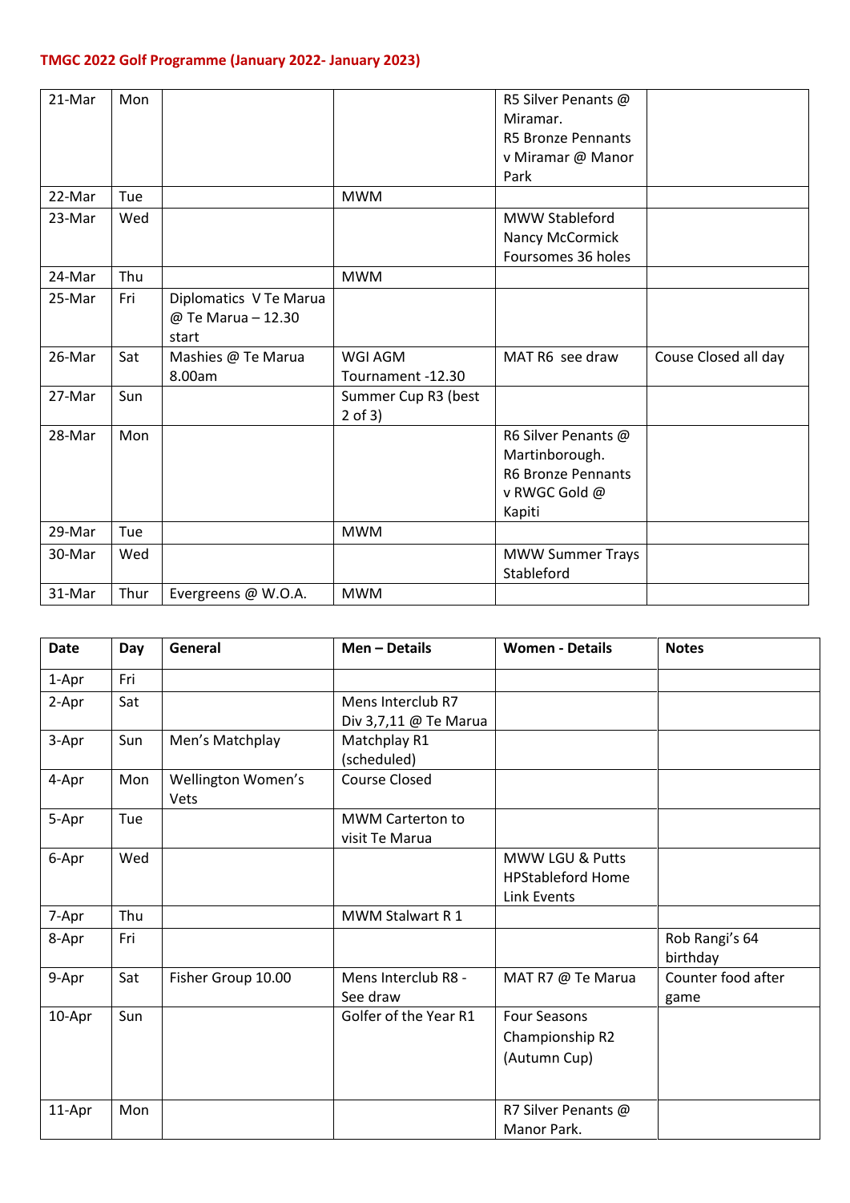**TMGC 2022 Golf Programme (January 2022- January 2023)**

| | | | | | |
|---|---|---|---|---|---|
| 21-Mar | Mon | | | R5 Silver Pennants @ Miramar. R5 Bronze Pennants v Miramar @ Manor Park | |
| 22-Mar | Tue | | MWM | | |
| 23-Mar | Wed | | | MWW Stableford Nancy McCormick Foursomes 36 holes | |
| 24-Mar | Thu | | MWM | | |
| 25-Mar | Fri | Diplomatics V Te Marua @ Te Marua – 12.30 start | | | |
| 26-Mar | Sat | Mashies @ Te Marua 8.00am | WGI AGM Tournament -12.30 | MAT R6 see draw | Couse Closed all day |
| 27-Mar | Sun | | Summer Cup R3 (best 2 of 3) | | |
| 28-Mar | Mon | | | R6 Silver Penants @ Martinborough. R6 Bronze Pennants v RWGC Gold @ Kapiti | |
| 29-Mar | Tue | | MWM | | |
| 30-Mar | Wed | | | MWW Summer Trays Stableford | |
| 31-Mar | Thur | Evergreens @ W.O.A. | MWM | | |

| Date | Day | General | Men – Details | Women - Details | Notes |
|---|---|---|---|---|---|
| 1-Apr | Fri | | | | |
| 2-Apr | Sat | | Mens Interclub R7 Div 3,7,11 @ Te Marua | | |
| 3-Apr | Sun | Men's Matchplay | Matchplay R1 (scheduled) | | |
| 4-Apr | Mon | Wellington Women's Vets | Course Closed | | |
| 5-Apr | Tue | | MWM Carterton to visit Te Marua | | |
| 6-Apr | Wed | | | MWW LGU & Putts HPStableford Home Link Events | |
| 7-Apr | Thu | | MWM Stalwart R 1 | | |
| 8-Apr | Fri | | | | Rob Rangi's 64 birthday |
| 9-Apr | Sat | Fisher Group 10.00 | Mens Interclub R8 - See draw | MAT R7 @ Te Marua | Counter food after game |
| 10-Apr | Sun | | Golfer of the Year R1 | Four Seasons Championship R2 (Autumn Cup) | |
| 11-Apr | Mon | | | R7 Silver Penants @ Manor Park. | |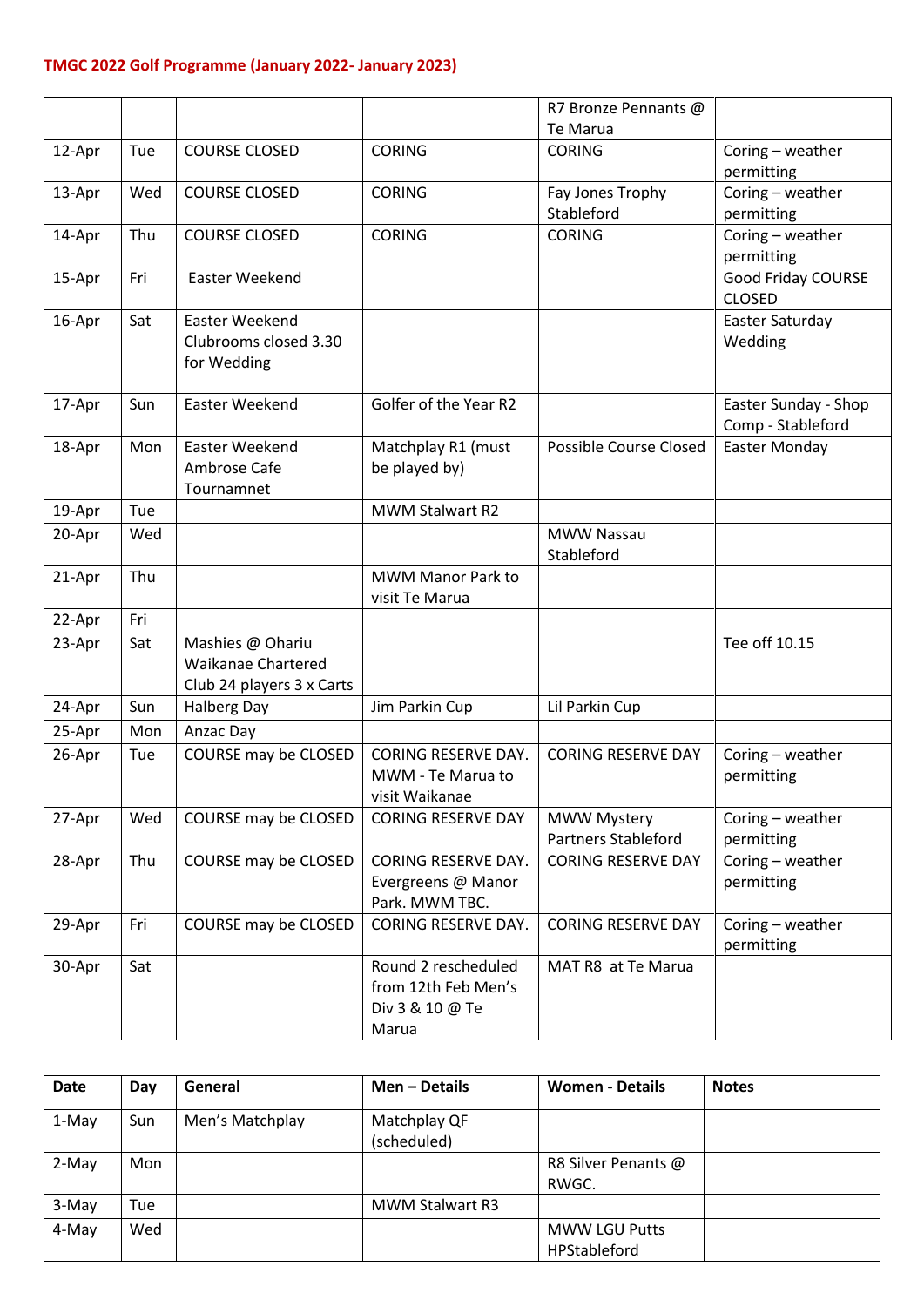**TMGC 2022 Golf Programme (January 2022- January 2023)**

| | | | | | |
|---|---|---|---|---|---|
| | | | | R7 Bronze Pennants @ Te Marua | |
| 12-Apr | Tue | COURSE CLOSED | CORING | CORING | Coring – weather permitting |
| 13-Apr | Wed | COURSE CLOSED | CORING | Fay Jones Trophy Stableford | Coring – weather permitting |
| 14-Apr | Thu | COURSE CLOSED | CORING | CORING | Coring – weather permitting |
| 15-Apr | Fri | Easter Weekend | | | Good Friday COURSE CLOSED |
| 16-Apr | Sat | Easter Weekend Clubrooms closed 3.30 for Wedding | | | Easter Saturday Wedding |
| 17-Apr | Sun | Easter Weekend | Golfer of the Year R2 | | Easter Sunday - Shop Comp - Stableford |
| 18-Apr | Mon | Easter Weekend Ambrose Cafe Tournamnet | Matchplay R1 (must be played by) | Possible Course Closed | Easter Monday |
| 19-Apr | Tue | | MWM Stalwart R2 | | |
| 20-Apr | Wed | | | MWW Nassau Stableford | |
| 21-Apr | Thu | | MWM Manor Park to visit Te Marua | | |
| 22-Apr | Fri | | | | |
| 23-Apr | Sat | Mashies @ Ohariu Waikanae Chartered Club 24 players 3 x Carts | | | Tee off 10.15 |
| 24-Apr | Sun | Halberg Day | Jim Parkin Cup | Lil Parkin Cup | |
| 25-Apr | Mon | Anzac Day | | | |
| 26-Apr | Tue | COURSE may be CLOSED | CORING RESERVE DAY. MWM - Te Marua to visit Waikanae | CORING RESERVE DAY | Coring – weather permitting |
| 27-Apr | Wed | COURSE may be CLOSED | CORING RESERVE DAY | MWW Mystery Partners Stableford | Coring – weather permitting |
| 28-Apr | Thu | COURSE may be CLOSED | CORING RESERVE DAY. Evergreens @ Manor Park. MWM TBC. | CORING RESERVE DAY | Coring – weather permitting |
| 29-Apr | Fri | COURSE may be CLOSED | CORING RESERVE DAY. | CORING RESERVE DAY | Coring – weather permitting |
| 30-Apr | Sat | | Round 2 rescheduled from 12th Feb Men's Div 3 & 10 @ Te Marua | MAT R8 at Te Marua | |

| Date | Day | General | Men – Details | Women - Details | Notes |
|---|---|---|---|---|---|
| 1-May | Sun | Men's Matchplay | Matchplay QF (scheduled) | | |
| 2-May | Mon | | | R8 Silver Penants @ RWGC. | |
| 3-May | Tue | | MWM Stalwart R3 | | |
| 4-May | Wed | | | MWW LGU Putts HPStableford | |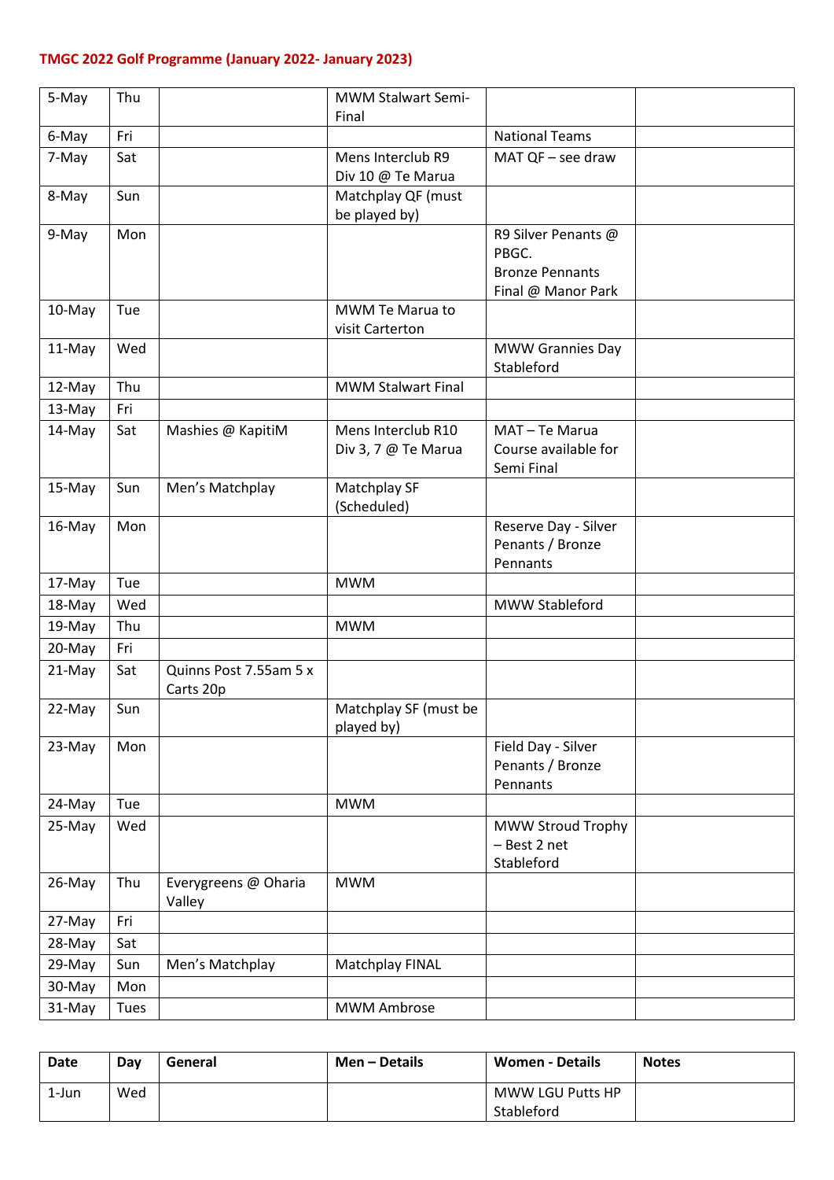## TMGC 2022 Golf Programme (January 2022- January 2023)

| | | | | | |
|---|---|---|---|---|---|
| 5-May | Thu | | MWM Stalwart Semi-Final | | |
| 6-May | Fri | | | National Teams | |
| 7-May | Sat | | Mens Interclub R9 Div 10 @ Te Marua | MAT QF – see draw | |
| 8-May | Sun | | Matchplay QF (must be played by) | | |
| 9-May | Mon | | | R9 Silver Penants @ PBGC. Bronze Pennants Final @ Manor Park | |
| 10-May | Tue | | MWM Te Marua to visit Carterton | | |
| 11-May | Wed | | | MWW Grannies Day Stableford | |
| 12-May | Thu | | MWM Stalwart Final | | |
| 13-May | Fri | | | | |
| 14-May | Sat | Mashies @ KapitiM | Mens Interclub R10 Div 3, 7 @ Te Marua | MAT – Te Marua Course available for Semi Final | |
| 15-May | Sun | Men's Matchplay | Matchplay SF (Scheduled) | | |
| 16-May | Mon | | | Reserve Day - Silver Penants / Bronze Pennants | |
| 17-May | Tue | | MWM | | |
| 18-May | Wed | | | MWW Stableford | |
| 19-May | Thu | | MWM | | |
| 20-May | Fri | | | | |
| 21-May | Sat | Quinns Post 7.55am 5 x Carts 20p | | | |
| 22-May | Sun | | Matchplay SF (must be played by) | | |
| 23-May | Mon | | | Field Day - Silver Penants / Bronze Pennants | |
| 24-May | Tue | | MWM | | |
| 25-May | Wed | | | MWW Stroud Trophy – Best 2 net Stableford | |
| 26-May | Thu | Everygreens @ Oharia Valley | MWM | | |
| 27-May | Fri | | | | |
| 28-May | Sat | | | | |
| 29-May | Sun | Men's Matchplay | Matchplay FINAL | | |
| 30-May | Mon | | | | |
| 31-May | Tues | | MWM Ambrose | | |

| Date | Day | General | Men – Details | Women - Details | Notes |
|---|---|---|---|---|---|
| 1-Jun | Wed | | | MWW LGU Putts HP Stableford | |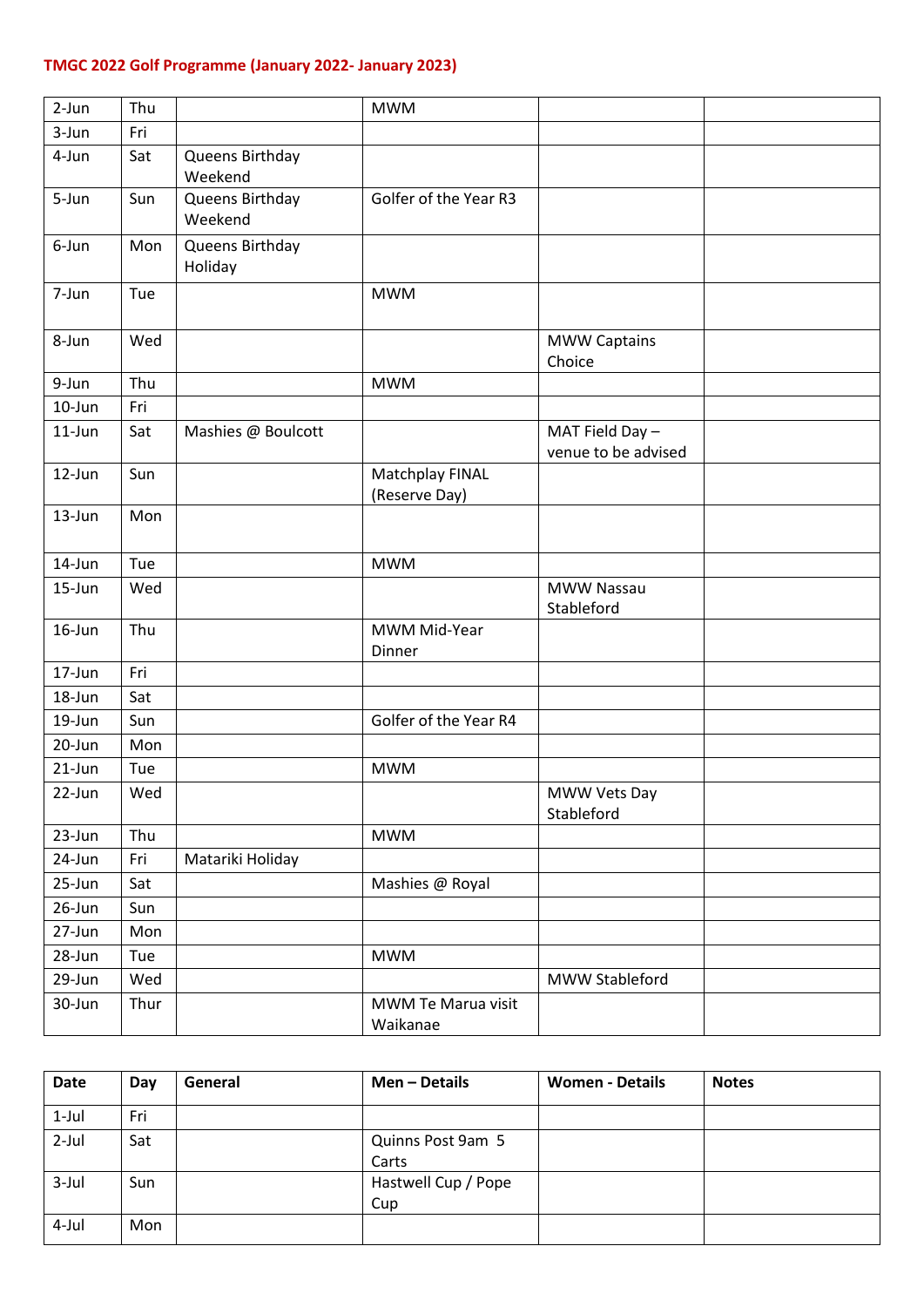# TMGC 2022 Golf Programme (January 2022- January 2023)

| | | | | | |
|---|---|---|---|---|---|
| 2-Jun | Thu | | MWM | | |
| 3-Jun | Fri | | | | |
| 4-Jun | Sat | Queens Birthday Weekend | | | |
| 5-Jun | Sun | Queens Birthday Weekend | Golfer of the Year R3 | | |
| 6-Jun | Mon | Queens Birthday Holiday | | | |
| 7-Jun | Tue | | MWM | | |
| 8-Jun | Wed | | | MWW Captains Choice | |
| 9-Jun | Thu | | MWM | | |
| 10-Jun | Fri | | | | |
| 11-Jun | Sat | Mashies @ Boulcott | | MAT Field Day – venue to be advised | |
| 12-Jun | Sun | | Matchplay FINAL (Reserve Day) | | |
| 13-Jun | Mon | | | | |
| 14-Jun | Tue | | MWM | | |
| 15-Jun | Wed | | | MWW Nassau Stableford | |
| 16-Jun | Thu | | MWM Mid-Year Dinner | | |
| 17-Jun | Fri | | | | |
| 18-Jun | Sat | | | | |
| 19-Jun | Sun | | Golfer of the Year R4 | | |
| 20-Jun | Mon | | | | |
| 21-Jun | Tue | | MWM | | |
| 22-Jun | Wed | | | MWW Vets Day Stableford | |
| 23-Jun | Thu | | MWM | | |
| 24-Jun | Fri | Matariki Holiday | | | |
| 25-Jun | Sat | | Mashies @ Royal | | |
| 26-Jun | Sun | | | | |
| 27-Jun | Mon | | | | |
| 28-Jun | Tue | | MWM | | |
| 29-Jun | Wed | | | MWW Stableford | |
| 30-Jun | Thur | | MWM Te Marua visit Waikanae | | |

| Date | Day | General | Men – Details | Women - Details | Notes |
|---|---|---|---|---|---|
| 1-Jul | Fri | | | | |
| 2-Jul | Sat | | Quinns Post 9am 5 Carts | | |
| 3-Jul | Sun | | Hastwell Cup / Pope Cup | | |
| 4-Jul | Mon | | | | |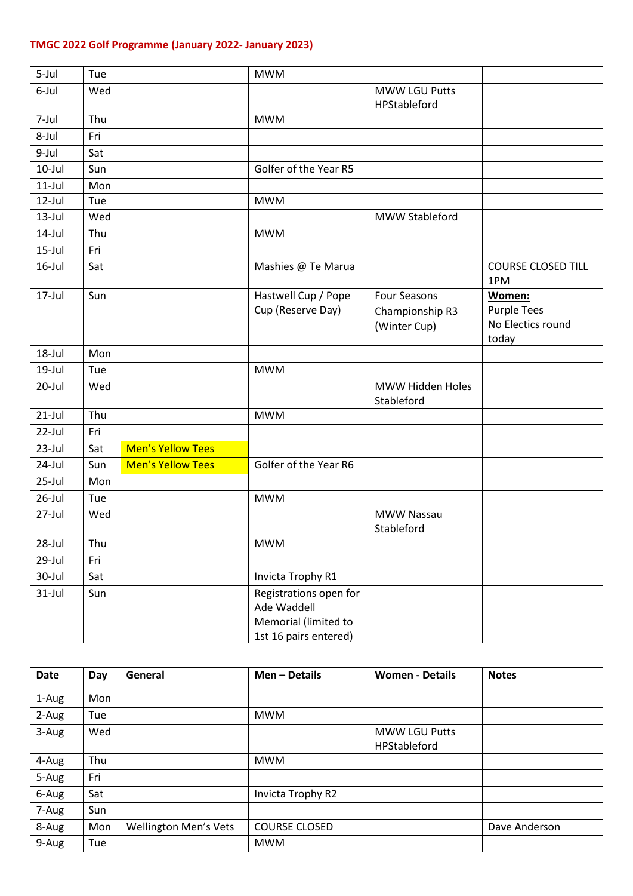TMGC 2022 Golf Programme (January 2022- January 2023)

| | | | | | |
|---|---|---|---|---|---|
| 5-Jul | Tue | | MWM | | |
| 6-Jul | Wed | | | MWW LGU Putts HPStableford | |
| 7-Jul | Thu | | MWM | | |
| 8-Jul | Fri | | | | |
| 9-Jul | Sat | | | | |
| 10-Jul | Sun | | Golfer of the Year R5 | | |
| 11-Jul | Mon | | | | |
| 12-Jul | Tue | | MWM | | |
| 13-Jul | Wed | | | MWW Stableford | |
| 14-Jul | Thu | | MWM | | |
| 15-Jul | Fri | | | | |
| 16-Jul | Sat | | Mashies @ Te Marua | | COURSE CLOSED TILL 1PM |
| 17-Jul | Sun | | Hastwell Cup / Pope Cup (Reserve Day) | Four Seasons Championship R3 (Winter Cup) | **Women:** Purple Tees No Electics round today |
| 18-Jul | Mon | | | | |
| 19-Jul | Tue | | MWM | | |
| 20-Jul | Wed | | | MWW Hidden Holes Stableford | |
| 21-Jul | Thu | | MWM | | |
| 22-Jul | Fri | | | | |
| 23-Jul | Sat | Men's Yellow Tees | | | |
| 24-Jul | Sun | Men's Yellow Tees | Golfer of the Year R6 | | |
| 25-Jul | Mon | | | | |
| 26-Jul | Tue | | MWM | | |
| 27-Jul | Wed | | | MWW Nassau Stableford | |
| 28-Jul | Thu | | MWM | | |
| 29-Jul | Fri | | | | |
| 30-Jul | Sat | | Invicta Trophy R1 | | |
| 31-Jul | Sun | | Registrations open for Ade Waddell Memorial (limited to 1st 16 pairs entered) | | |

| Date | Day | General | Men – Details | Women - Details | Notes |
|---|---|---|---|---|---|
| 1-Aug | Mon | | | | |
| 2-Aug | Tue | | MWM | | |
| 3-Aug | Wed | | | MWW LGU Putts HPStableford | |
| 4-Aug | Thu | | MWM | | |
| 5-Aug | Fri | | | | |
| 6-Aug | Sat | | Invicta Trophy R2 | | |
| 7-Aug | Sun | | | | |
| 8-Aug | Mon | Wellington Men's Vets | COURSE CLOSED | | Dave Anderson |
| 9-Aug | Tue | | MWM | | |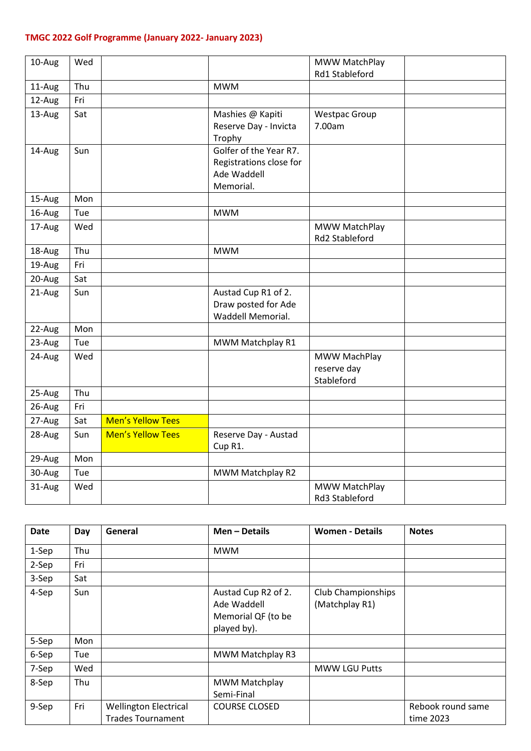**TMGC 2022 Golf Programme (January 2022- January 2023)**

| | | | | | |
|---|---|---|---|---|---|
| 10-Aug | Wed | | | MWW MatchPlay Rd1 Stableford | |
| 11-Aug | Thu | | MWM | | |
| 12-Aug | Fri | | | | |
| 13-Aug | Sat | | Mashies @ Kapiti Reserve Day - Invicta Trophy | Westpac Group 7.00am | |
| 14-Aug | Sun | | Golfer of the Year R7. Registrations close for Ade Waddell Memorial. | | |
| 15-Aug | Mon | | | | |
| 16-Aug | Tue | | MWM | | |
| 17-Aug | Wed | | | MWW MatchPlay Rd2 Stableford | |
| 18-Aug | Thu | | MWM | | |
| 19-Aug | Fri | | | | |
| 20-Aug | Sat | | | | |
| 21-Aug | Sun | | Austad Cup R1 of 2. Draw posted for Ade Waddell Memorial. | | |
| 22-Aug | Mon | | | | |
| 23-Aug | Tue | | MWM Matchplay R1 | | |
| 24-Aug | Wed | | | MWW MachPlay reserve day Stableford | |
| 25-Aug | Thu | | | | |
| 26-Aug | Fri | | | | |
| 27-Aug | Sat | Men's Yellow Tees | | | |
| 28-Aug | Sun | Men's Yellow Tees | Reserve Day - Austad Cup R1. | | |
| 29-Aug | Mon | | | | |
| 30-Aug | Tue | | MWM Matchplay R2 | | |
| 31-Aug | Wed | | | MWW MatchPlay Rd3 Stableford | |

| Date | Day | General | Men – Details | Women - Details | Notes |
|---|---|---|---|---|---|
| 1-Sep | Thu | | MWM | | |
| 2-Sep | Fri | | | | |
| 3-Sep | Sat | | | | |
| 4-Sep | Sun | | Austad Cup R2 of 2. Ade Waddell Memorial QF (to be played by). | Club Championships (Matchplay R1) | |
| 5-Sep | Mon | | | | |
| 6-Sep | Tue | | MWM Matchplay R3 | | |
| 7-Sep | Wed | | | MWW LGU Putts | |
| 8-Sep | Thu | | MWM Matchplay Semi-Final | | |
| 9-Sep | Fri | Wellington Electrical Trades Tournament | COURSE CLOSED | | Rebook round same time 2023 |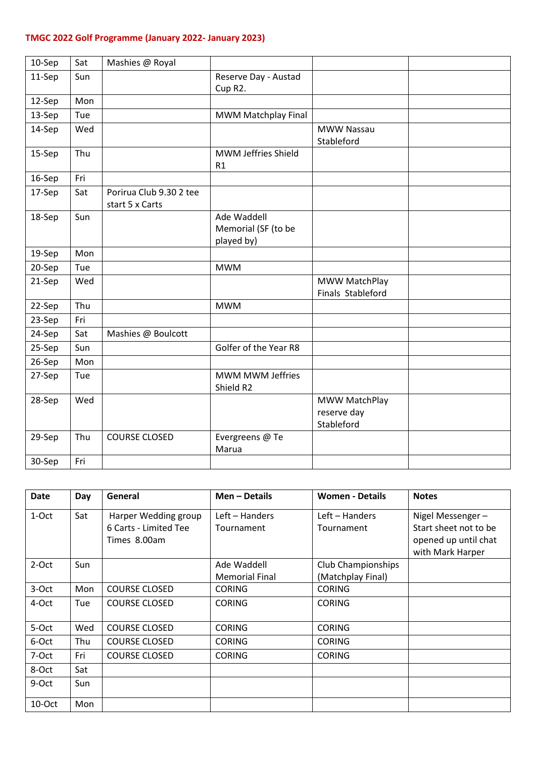**TMGC 2022 Golf Programme (January 2022- January 2023)**

| | | | | | |
|---|---|---|---|---|---|
| 10-Sep | Sat | Mashies @ Royal | | | |
| 11-Sep | Sun | | Reserve Day - Austad Cup R2. | | |
| 12-Sep | Mon | | | | |
| 13-Sep | Tue | | MWM Matchplay Final | | |
| 14-Sep | Wed | | | MWW Nassau Stableford | |
| 15-Sep | Thu | | MWM Jeffries Shield R1 | | |
| 16-Sep | Fri | | | | |
| 17-Sep | Sat | Porirua Club 9.30 2 tee start 5 x Carts | | | |
| 18-Sep | Sun | | Ade Waddell Memorial (SF (to be played by) | | |
| 19-Sep | Mon | | | | |
| 20-Sep | Tue | | MWM | | |
| 21-Sep | Wed | | | MWW MatchPlay Finals Stableford | |
| 22-Sep | Thu | | MWM | | |
| 23-Sep | Fri | | | | |
| 24-Sep | Sat | Mashies @ Boulcott | | | |
| 25-Sep | Sun | | Golfer of the Year R8 | | |
| 26-Sep | Mon | | | | |
| 27-Sep | Tue | | MWM MWM Jeffries Shield R2 | | |
| 28-Sep | Wed | | | MWW MatchPlay reserve day Stableford | |
| 29-Sep | Thu | COURSE CLOSED | Evergreens @ Te Marua | | |
| 30-Sep | Fri | | | | |

| Date | Day | General | Men – Details | Women - Details | Notes |
|---|---|---|---|---|---|
| 1-Oct | Sat | Harper Wedding group 6 Carts - Limited Tee Times 8.00am | Left – Handers Tournament | Left – Handers Tournament | Nigel Messenger – Start sheet not to be opened up until chat with Mark Harper |
| 2-Oct | Sun | | Ade Waddell Memorial Final | Club Championships (Matchplay Final) | |
| 3-Oct | Mon | COURSE CLOSED | CORING | CORING | |
| 4-Oct | Tue | COURSE CLOSED | CORING | CORING | |
| 5-Oct | Wed | COURSE CLOSED | CORING | CORING | |
| 6-Oct | Thu | COURSE CLOSED | CORING | CORING | |
| 7-Oct | Fri | COURSE CLOSED | CORING | CORING | |
| 8-Oct | Sat | | | | |
| 9-Oct | Sun | | | | |
| 10-Oct | Mon | | | | |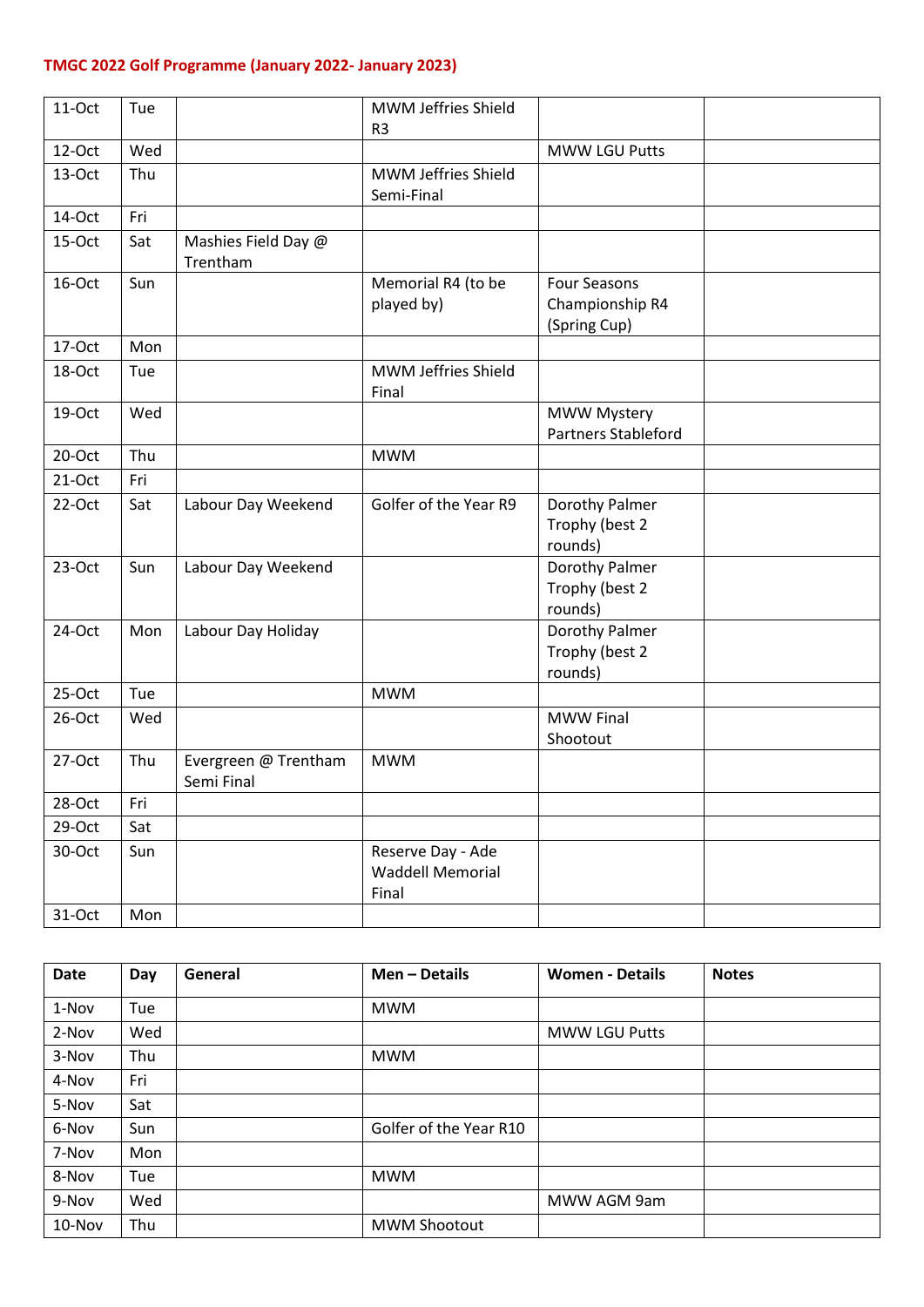**TMGC 2022 Golf Programme (January 2022- January 2023)**

| | | | | | |
|---|---|---|---|---|---|
| 11-Oct | Tue | | MWM Jeffries Shield R3 | | |
| 12-Oct | Wed | | | MWW LGU Putts | |
| 13-Oct | Thu | | MWM Jeffries Shield Semi-Final | | |
| 14-Oct | Fri | | | | |
| 15-Oct | Sat | Mashies Field Day @ Trentham | | | |
| 16-Oct | Sun | | Memorial R4 (to be played by) | Four Seasons Championship R4 (Spring Cup) | |
| 17-Oct | Mon | | | | |
| 18-Oct | Tue | | MWM Jeffries Shield Final | | |
| 19-Oct | Wed | | | MWW Mystery Partners Stableford | |
| 20-Oct | Thu | | MWM | | |
| 21-Oct | Fri | | | | |
| 22-Oct | Sat | Labour Day Weekend | Golfer of the Year R9 | Dorothy Palmer Trophy (best 2 rounds) | |
| 23-Oct | Sun | Labour Day Weekend | | Dorothy Palmer Trophy (best 2 rounds) | |
| 24-Oct | Mon | Labour Day Holiday | | Dorothy Palmer Trophy (best 2 rounds) | |
| 25-Oct | Tue | | MWM | | |
| 26-Oct | Wed | | | MWW Final Shootout | |
| 27-Oct | Thu | Evergreen @ Trentham Semi Final | MWM | | |
| 28-Oct | Fri | | | | |
| 29-Oct | Sat | | | | |
| 30-Oct | Sun | | Reserve Day - Ade Waddell Memorial Final | | |
| 31-Oct | Mon | | | | |

| Date | Day | General | Men – Details | Women - Details | Notes |
|---|---|---|---|---|---|
| 1-Nov | Tue | | MWM | | |
| 2-Nov | Wed | | | MWW LGU Putts | |
| 3-Nov | Thu | | MWM | | |
| 4-Nov | Fri | | | | |
| 5-Nov | Sat | | | | |
| 6-Nov | Sun | | Golfer of the Year R10 | | |
| 7-Nov | Mon | | | | |
| 8-Nov | Tue | | MWM | | |
| 9-Nov | Wed | | | MWW AGM 9am | |
| 10-Nov | Thu | | MWM Shootout | | |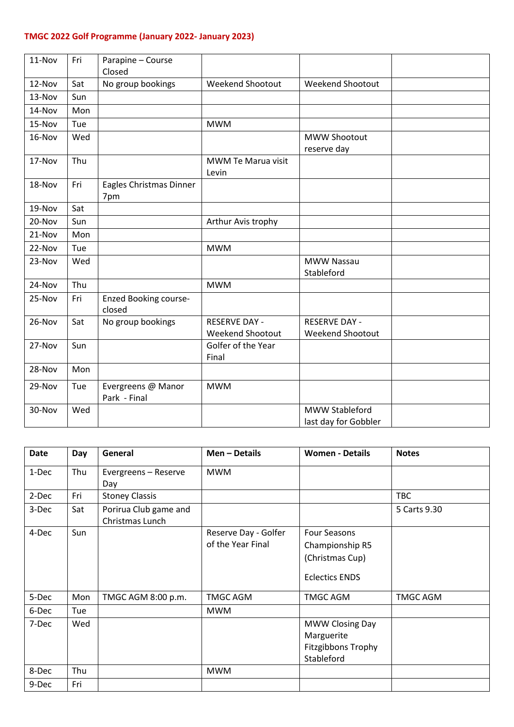## TMGC 2022 Golf Programme (January 2022- January 2023)

| | | | | | |
|---|---|---|---|---|---|
| 11-Nov | Fri | Parapine – Course Closed | | | |
| 12-Nov | Sat | No group bookings | Weekend Shootout | Weekend Shootout | |
| 13-Nov | Sun | | | | |
| 14-Nov | Mon | | | | |
| 15-Nov | Tue | | MWM | | |
| 16-Nov | Wed | | | MWW Shootout reserve day | |
| 17-Nov | Thu | | MWM Te Marua visit Levin | | |
| 18-Nov | Fri | Eagles Christmas Dinner 7pm | | | |
| 19-Nov | Sat | | | | |
| 20-Nov | Sun | | Arthur Avis trophy | | |
| 21-Nov | Mon | | | | |
| 22-Nov | Tue | | MWM | | |
| 23-Nov | Wed | | | MWW Nassau Stableford | |
| 24-Nov | Thu | | MWM | | |
| 25-Nov | Fri | Enzed Booking course-closed | | | |
| 26-Nov | Sat | No group bookings | RESERVE DAY - Weekend Shootout | RESERVE DAY - Weekend Shootout | |
| 27-Nov | Sun | | Golfer of the Year Final | | |
| 28-Nov | Mon | | | | |
| 29-Nov | Tue | Evergreens @ Manor Park - Final | MWM | | |
| 30-Nov | Wed | | | MWW Stableford last day for Gobbler | |

| Date | Day | General | Men – Details | Women - Details | Notes |
|---|---|---|---|---|---|
| 1-Dec | Thu | Evergreens – Reserve Day | MWM | | |
| 2-Dec | Fri | Stoney Classis | | | TBC |
| 3-Dec | Sat | Porirua Club game and Christmas Lunch | | | 5 Carts 9.30 |
| 4-Dec | Sun | | Reserve Day - Golfer of the Year Final | Four Seasons Championship R5 (Christmas Cup)<br><br>Eclectics ENDS | |
| 5-Dec | Mon | TMGC AGM 8:00 p.m. | TMGC AGM | TMGC AGM | TMGC AGM |
| 6-Dec | Tue | | MWM | | |
| 7-Dec | Wed | | | MWW Closing Day Marguerite Fitzgibbons Trophy Stableford | |
| 8-Dec | Thu | | MWM | | |
| 9-Dec | Fri | | | | |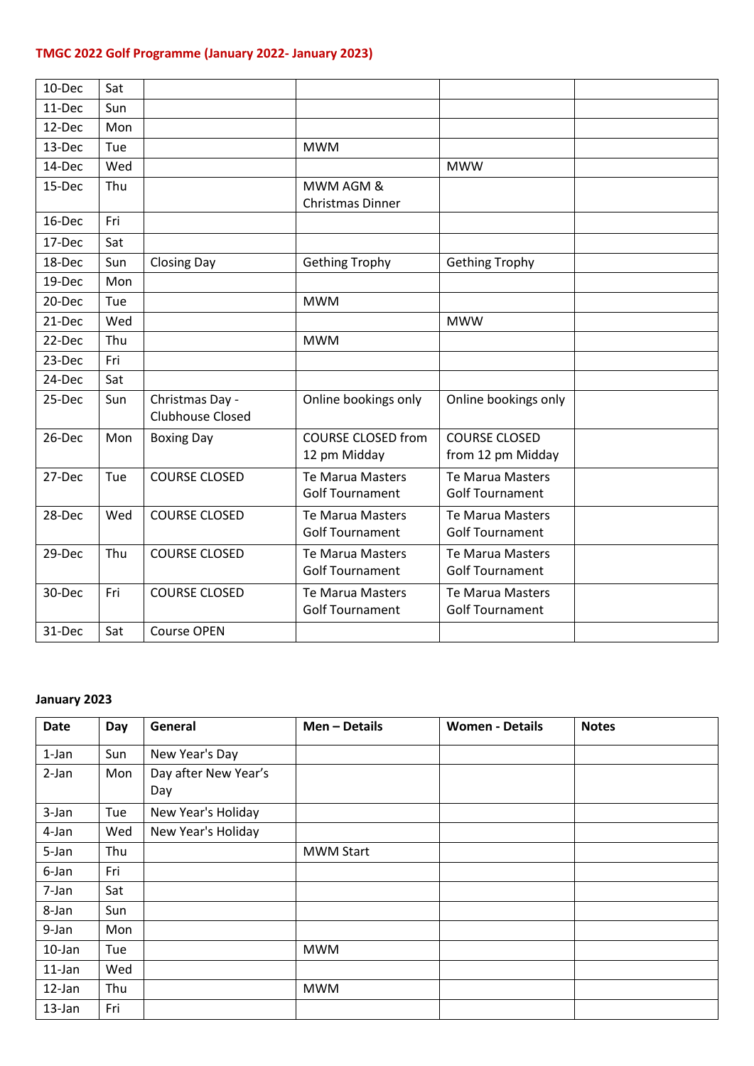**TMGC 2022 Golf Programme (January 2022- January 2023)**

| | | | | | |
|---|---|---|---|---|---|
| 10-Dec | Sat | | | | |
| 11-Dec | Sun | | | | |
| 12-Dec | Mon | | | | |
| 13-Dec | Tue | | MWM | | |
| 14-Dec | Wed | | | MWW | |
| 15-Dec | Thu | | MWM AGM & Christmas Dinner | | |
| 16-Dec | Fri | | | | |
| 17-Dec | Sat | | | | |
| 18-Dec | Sun | Closing Day | Gething Trophy | Gething Trophy | |
| 19-Dec | Mon | | | | |
| 20-Dec | Tue | | MWM | | |
| 21-Dec | Wed | | | MWW | |
| 22-Dec | Thu | | MWM | | |
| 23-Dec | Fri | | | | |
| 24-Dec | Sat | | | | |
| 25-Dec | Sun | Christmas Day - Clubhouse Closed | Online bookings only | Online bookings only | |
| 26-Dec | Mon | Boxing Day | COURSE CLOSED from 12 pm Midday | COURSE CLOSED from 12 pm Midday | |
| 27-Dec | Tue | COURSE CLOSED | Te Marua Masters Golf Tournament | Te Marua Masters Golf Tournament | |
| 28-Dec | Wed | COURSE CLOSED | Te Marua Masters Golf Tournament | Te Marua Masters Golf Tournament | |
| 29-Dec | Thu | COURSE CLOSED | Te Marua Masters Golf Tournament | Te Marua Masters Golf Tournament | |
| 30-Dec | Fri | COURSE CLOSED | Te Marua Masters Golf Tournament | Te Marua Masters Golf Tournament | |
| 31-Dec | Sat | Course OPEN | | | |

**January 2023**

| Date | Day | General | Men – Details | Women - Details | Notes |
|---|---|---|---|---|---|
| 1-Jan | Sun | New Year's Day | | | |
| 2-Jan | Mon | Day after New Year's Day | | | |
| 3-Jan | Tue | New Year's Holiday | | | |
| 4-Jan | Wed | New Year's Holiday | | | |
| 5-Jan | Thu | | MWM Start | | |
| 6-Jan | Fri | | | | |
| 7-Jan | Sat | | | | |
| 8-Jan | Sun | | | | |
| 9-Jan | Mon | | | | |
| 10-Jan | Tue | | MWM | | |
| 11-Jan | Wed | | | | |
| 12-Jan | Thu | | MWM | | |
| 13-Jan | Fri | | | | |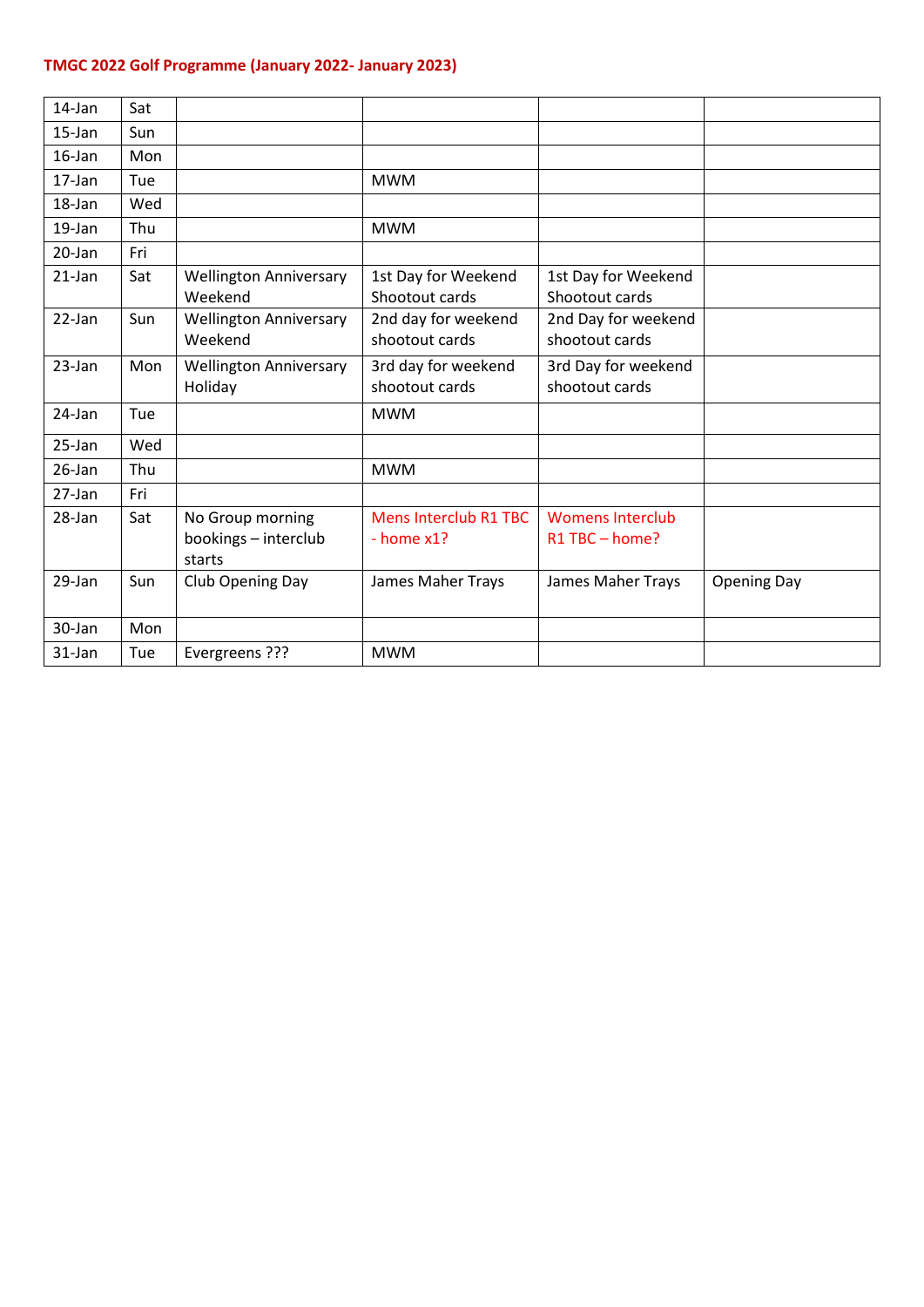**TMGC 2022 Golf Programme (January 2022- January 2023)**

| | | | | | |
|---|---|---|---|---|---|
| 14-Jan | Sat | | | | |
| 15-Jan | Sun | | | | |
| 16-Jan | Mon | | | | |
| 17-Jan | Tue | | MWM | | |
| 18-Jan | Wed | | | | |
| 19-Jan | Thu | | MWM | | |
| 20-Jan | Fri | | | | |
| 21-Jan | Sat | Wellington Anniversary Weekend | 1st Day for Weekend Shootout cards | 1st Day for Weekend Shootout cards | |
| 22-Jan | Sun | Wellington Anniversary Weekend | 2nd day for weekend shootout cards | 2nd Day for weekend shootout cards | |
| 23-Jan | Mon | Wellington Anniversary Holiday | 3rd day for weekend shootout cards | 3rd Day for weekend shootout cards | |
| 24-Jan | Tue | | MWM | | |
| 25-Jan | Wed | | | | |
| 26-Jan | Thu | | MWM | | |
| 27-Jan | Fri | | | | |
| 28-Jan | Sat | No Group morning bookings – interclub starts | Mens Interclub R1 TBC - home x1? | Womens Interclub R1 TBC – home? | |
| 29-Jan | Sun | Club Opening Day | James Maher Trays | James Maher Trays | Opening Day |
| 30-Jan | Mon | | | | |
| 31-Jan | Tue | Evergreens ??? | MWM | | |